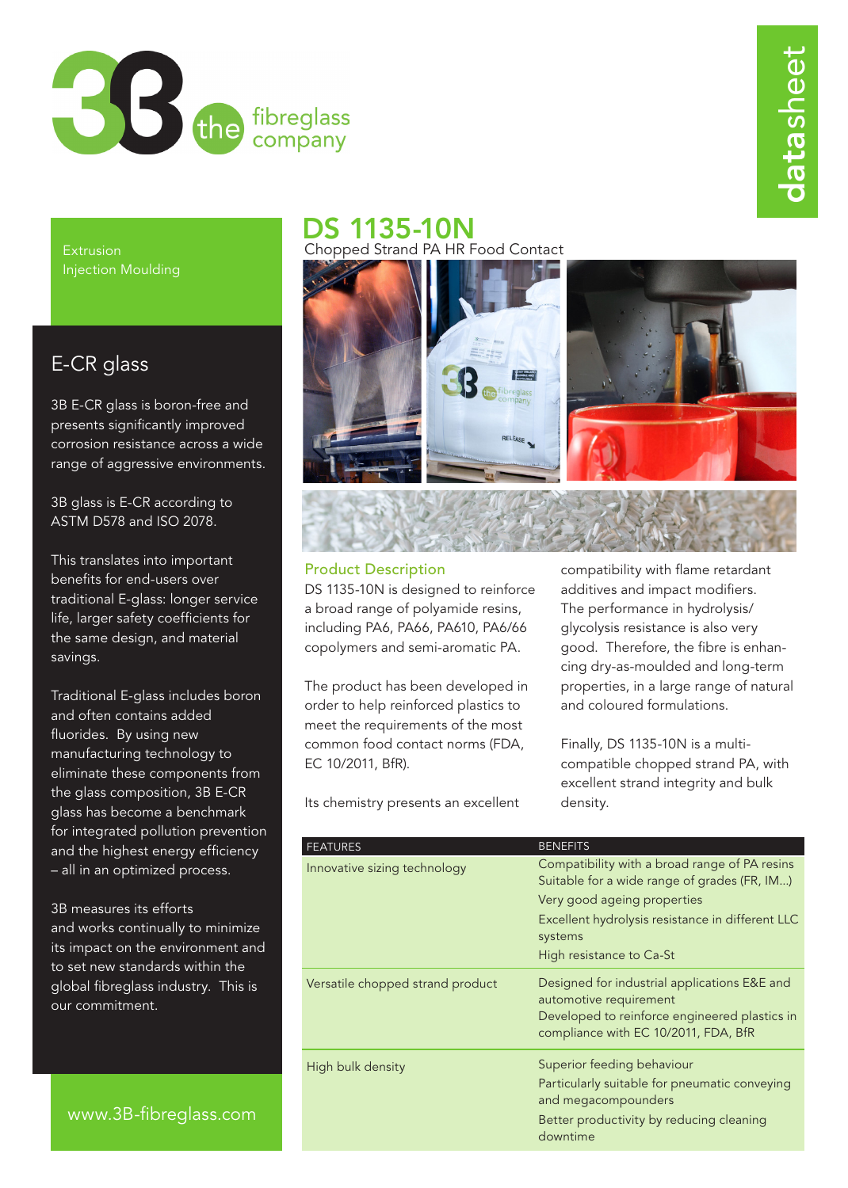3B the fibreglass company

datasheet

# DS 1135-10N

Chopped Strand PA HR Food Contact

Extrusion
Injection Moulding

## E-CR glass

3B E-CR glass is boron-free and presents significantly improved corrosion resistance across a wide range of aggressive environments.

3B glass is E-CR according to ASTM D578 and ISO 2078.

This translates into important benefits for end-users over traditional E-glass: longer service life, larger safety coefficients for the same design, and material savings.

Traditional E-glass includes boron and often contains added fluorides. By using new manufacturing technology to eliminate these components from the glass composition, 3B E-CR glass has become a benchmark for integrated pollution prevention and the highest energy efficiency – all in an optimized process.

3B measures its efforts and works continually to minimize its impact on the environment and to set new standards within the global fibreglass industry. This is our commitment.

www.3B-fibreglass.com

## Product Description

DS 1135-10N is designed to reinforce a broad range of polyamide resins, including PA6, PA66, PA610, PA6/66 copolymers and semi-aromatic PA.

The product has been developed in order to help reinforced plastics to meet the requirements of the most common food contact norms (FDA, EC 10/2011, BfR).

Its chemistry presents an excellent compatibility with flame retardant additives and impact modifiers. The performance in hydrolysis/glycolysis resistance is also very good. Therefore, the fibre is enhancing dry-as-moulded and long-term properties, in a large range of natural and coloured formulations.

Finally, DS 1135-10N is a multi-compatible chopped strand PA, with excellent strand integrity and bulk density.

| FEATURES | BENEFITS |
|---|---|
| Innovative sizing technology | Compatibility with a broad range of PA resins<br>Suitable for a wide range of grades (FR, IM...)<br>Very good ageing properties<br>Excellent hydrolysis resistance in different LLC systems<br>High resistance to Ca-St |
| Versatile chopped strand product | Designed for industrial applications E&E and automotive requirement<br>Developed to reinforce engineered plastics in compliance with EC 10/2011, FDA, BfR |
| High bulk density | Superior feeding behaviour<br>Particularly suitable for pneumatic conveying and megacompounders<br>Better productivity by reducing cleaning downtime |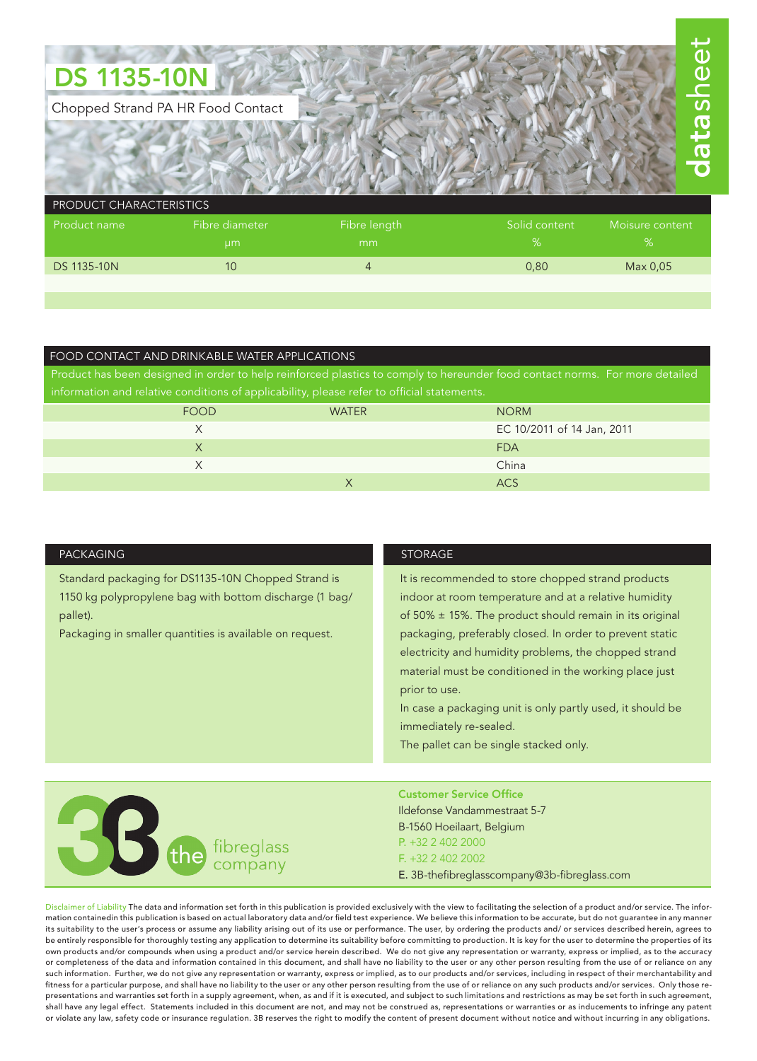# DS 1135-10N

Chopped Strand PA HR Food Contact

datasheet

## PRODUCT CHARACTERISTICS

| Product name | Fibre diameter µm | Fibre length mm | Solid content % | Moisure content % |
|---|---|---|---|---|
| DS 1135-10N | 10 | 4 | 0,80 | Max 0,05 |

## FOOD CONTACT AND DRINKABLE WATER APPLICATIONS

Product has been designed in order to help reinforced plastics to comply to hereunder food contact norms. For more detailed information and relative conditions of applicability, please refer to official statements.

| FOOD | WATER | NORM |
|---|---|---|
| X | | EC 10/2011 of 14 Jan, 2011 |
| X | | FDA |
| X | | China |
| | X | ACS |

## PACKAGING

Standard packaging for DS1135-10N Chopped Strand is 1150 kg polypropylene bag with bottom discharge (1 bag/ pallet).

Packaging in smaller quantities is available on request.

## STORAGE

It is recommended to store chopped strand products indoor at room temperature and at a relative humidity of 50% ± 15%. The product should remain in its original packaging, preferably closed. In order to prevent static electricity and humidity problems, the chopped strand material must be conditioned in the working place just prior to use.

In case a packaging unit is only partly used, it should be immediately re-sealed.

The pallet can be single stacked only.

3B the fibreglass company

**Customer Service Office**
Ildefonse Vandammestraat 5-7
B-1560 Hoeilaart, Belgium
P. +32 2 402 2000
F. +32 2 402 2002
E. 3B-thefibreglasscompany@3b-fibreglass.com

Disclaimer of Liability The data and information set forth in this publication is provided exclusively with the view to facilitating the selection of a product and/or service. The information containedin this publication is based on actual laboratory data and/or field test experience. We believe this information to be accurate, but do not guarantee in any manner its suitability to the user's process or assume any liability arising out of its use or performance. The user, by ordering the products and/ or services described herein, agrees to be entirely responsible for thoroughly testing any application to determine its suitability before committing to production. It is key for the user to determine the properties of its own products and/or compounds when using a product and/or service herein described. We do not give any representation or warranty, express or implied, as to the accuracy or completeness of the data and information contained in this document, and shall have no liability to the user or any other person resulting from the use of or reliance on any such information. Further, we do not give any representation or warranty, express or implied, as to our products and/or services, including in respect of their merchantability and fitness for a particular purpose, and shall have no liability to the user or any other person resulting from the use of or reliance on any such products and/or services. Only those representations and warranties set forth in a supply agreement, when, as and if it is executed, and subject to such limitations and restrictions as may be set forth in such agreement, shall have any legal effect. Statements included in this document are not, and may not be construed as, representations or warranties or as inducements to infringe any patent or violate any law, safety code or insurance regulation. 3B reserves the right to modify the content of present document without notice and without incurring in any obligations.